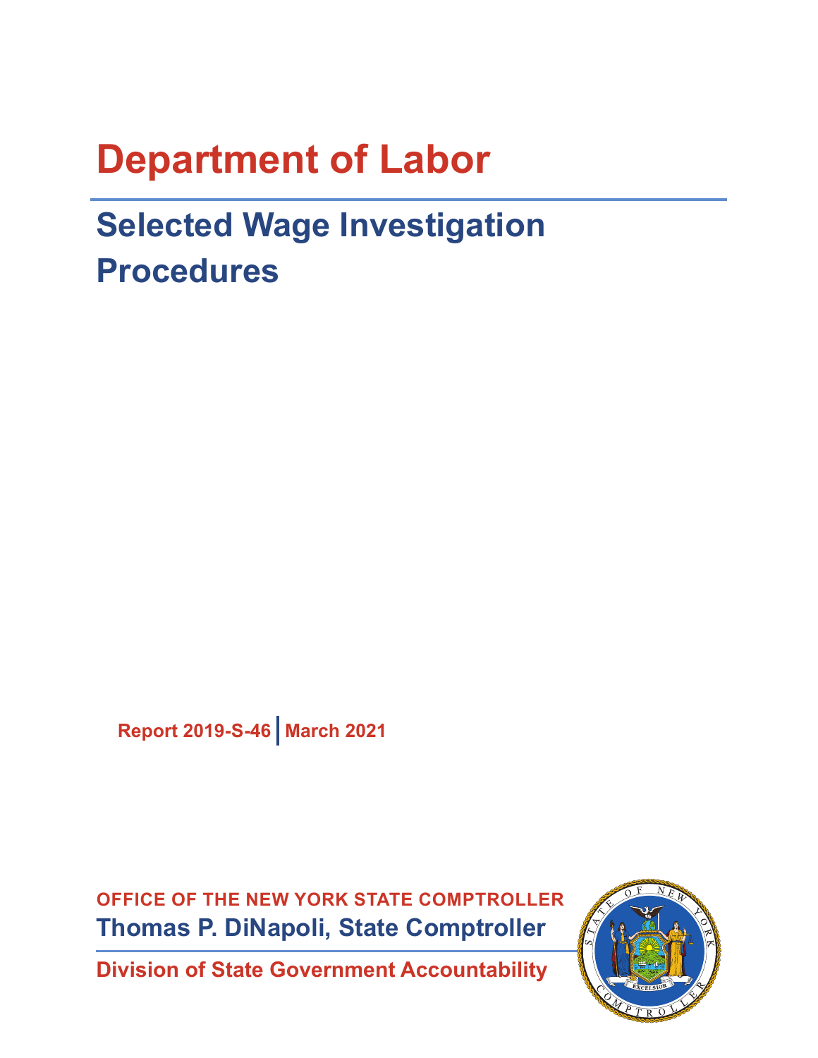# Department of Labor

## Selected Wage Investigation Procedures

Report 2019-S-46 | March 2021

**OFFICE OF THE NEW YORK STATE COMPTROLLER**

**Thomas P. DiNapoli, State Comptroller**

**Division of State Government Accountability**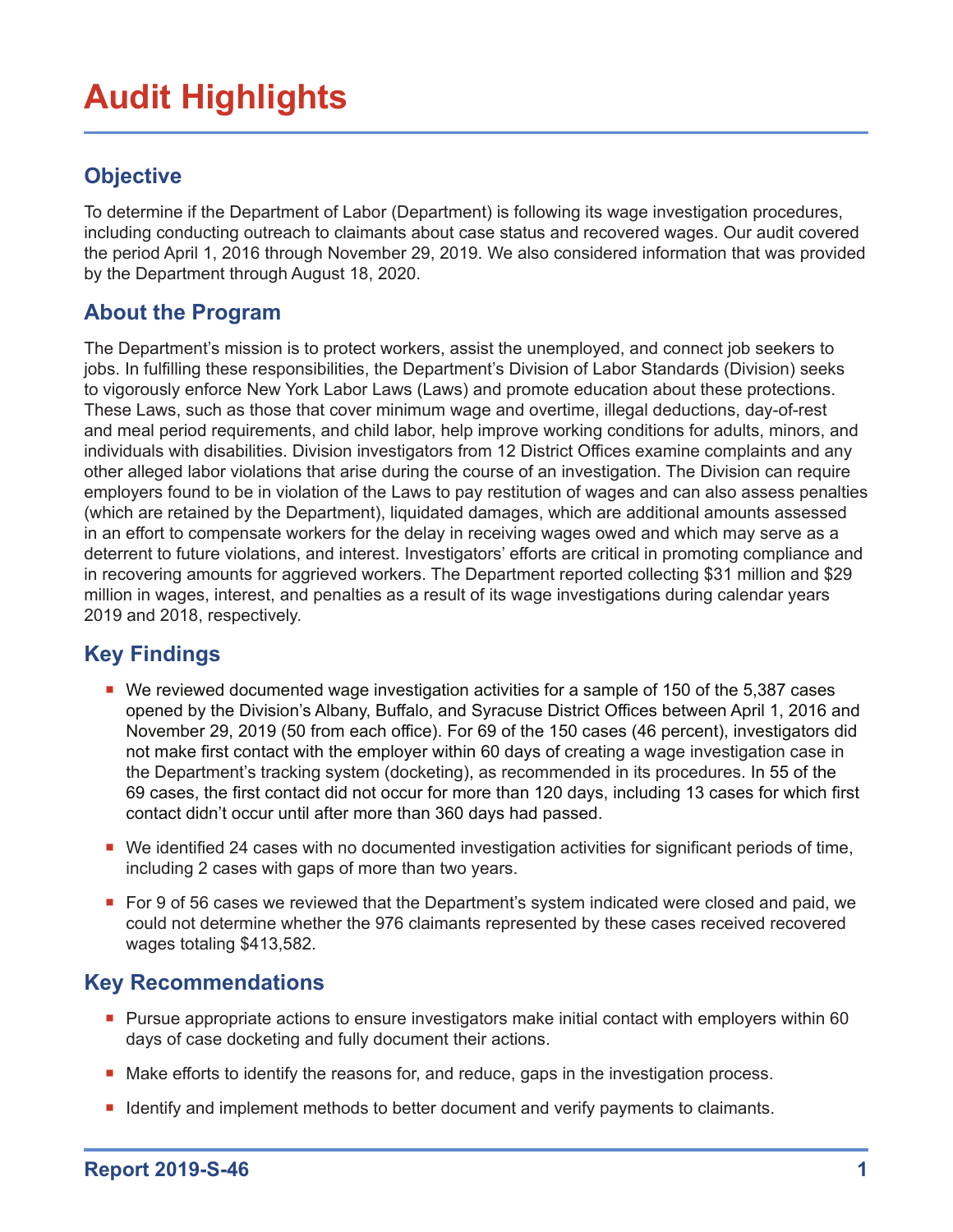# Audit Highlights

## Objective

To determine if the Department of Labor (Department) is following its wage investigation procedures, including conducting outreach to claimants about case status and recovered wages. Our audit covered the period April 1, 2016 through November 29, 2019. We also considered information that was provided by the Department through August 18, 2020.

## About the Program

The Department's mission is to protect workers, assist the unemployed, and connect job seekers to jobs. In fulfilling these responsibilities, the Department's Division of Labor Standards (Division) seeks to vigorously enforce New York Labor Laws (Laws) and promote education about these protections. These Laws, such as those that cover minimum wage and overtime, illegal deductions, day-of-rest and meal period requirements, and child labor, help improve working conditions for adults, minors, and individuals with disabilities. Division investigators from 12 District Offices examine complaints and any other alleged labor violations that arise during the course of an investigation. The Division can require employers found to be in violation of the Laws to pay restitution of wages and can also assess penalties (which are retained by the Department), liquidated damages, which are additional amounts assessed in an effort to compensate workers for the delay in receiving wages owed and which may serve as a deterrent to future violations, and interest. Investigators' efforts are critical in promoting compliance and in recovering amounts for aggrieved workers. The Department reported collecting $31 million and $29 million in wages, interest, and penalties as a result of its wage investigations during calendar years 2019 and 2018, respectively.

## Key Findings

- We reviewed documented wage investigation activities for a sample of 150 of the 5,387 cases opened by the Division's Albany, Buffalo, and Syracuse District Offices between April 1, 2016 and November 29, 2019 (50 from each office). For 69 of the 150 cases (46 percent), investigators did not make first contact with the employer within 60 days of creating a wage investigation case in the Department's tracking system (docketing), as recommended in its procedures. In 55 of the 69 cases, the first contact did not occur for more than 120 days, including 13 cases for which first contact didn't occur until after more than 360 days had passed.
- We identified 24 cases with no documented investigation activities for significant periods of time, including 2 cases with gaps of more than two years.
- For 9 of 56 cases we reviewed that the Department's system indicated were closed and paid, we could not determine whether the 976 claimants represented by these cases received recovered wages totaling $413,582.

## Key Recommendations

- Pursue appropriate actions to ensure investigators make initial contact with employers within 60 days of case docketing and fully document their actions.
- Make efforts to identify the reasons for, and reduce, gaps in the investigation process.
- Identify and implement methods to better document and verify payments to claimants.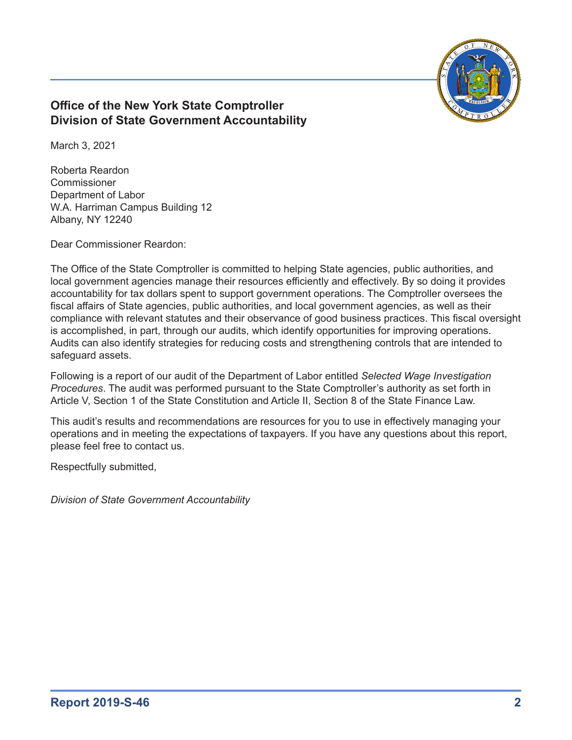**Office of the New York State Comptroller**
**Division of State Government Accountability**

March 3, 2021

Roberta Reardon
Commissioner
Department of Labor
W.A. Harriman Campus Building 12
Albany, NY 12240

Dear Commissioner Reardon:

The Office of the State Comptroller is committed to helping State agencies, public authorities, and local government agencies manage their resources efficiently and effectively. By so doing it provides accountability for tax dollars spent to support government operations. The Comptroller oversees the fiscal affairs of State agencies, public authorities, and local government agencies, as well as their compliance with relevant statutes and their observance of good business practices. This fiscal oversight is accomplished, in part, through our audits, which identify opportunities for improving operations. Audits can also identify strategies for reducing costs and strengthening controls that are intended to safeguard assets.

Following is a report of our audit of the Department of Labor entitled *Selected Wage Investigation Procedures*. The audit was performed pursuant to the State Comptroller's authority as set forth in Article V, Section 1 of the State Constitution and Article II, Section 8 of the State Finance Law.

This audit's results and recommendations are resources for you to use in effectively managing your operations and in meeting the expectations of taxpayers. If you have any questions about this report, please feel free to contact us.

Respectfully submitted,

*Division of State Government Accountability*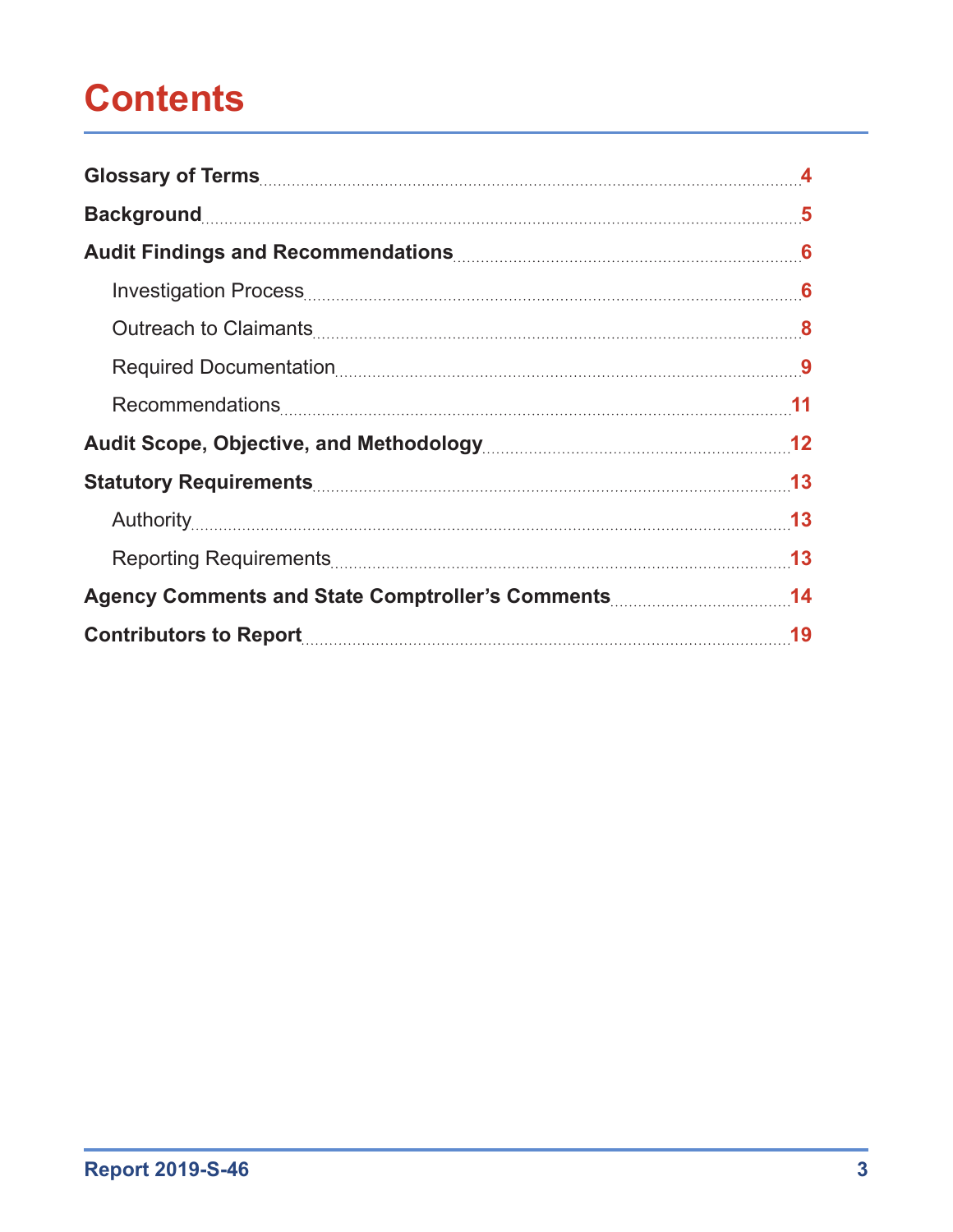# Contents

- **Glossary of Terms** .......... 4
- **Background** .......... 5
- **Audit Findings and Recommendations** .......... 6
    - Investigation Process .......... 6
    - Outreach to Claimants .......... 8
    - Required Documentation .......... 9
    - Recommendations .......... 11
- **Audit Scope, Objective, and Methodology** .......... 12
- **Statutory Requirements** .......... 13
    - Authority .......... 13
    - Reporting Requirements .......... 13
- **Agency Comments and State Comptroller's Comments** .......... 14
- **Contributors to Report** .......... 19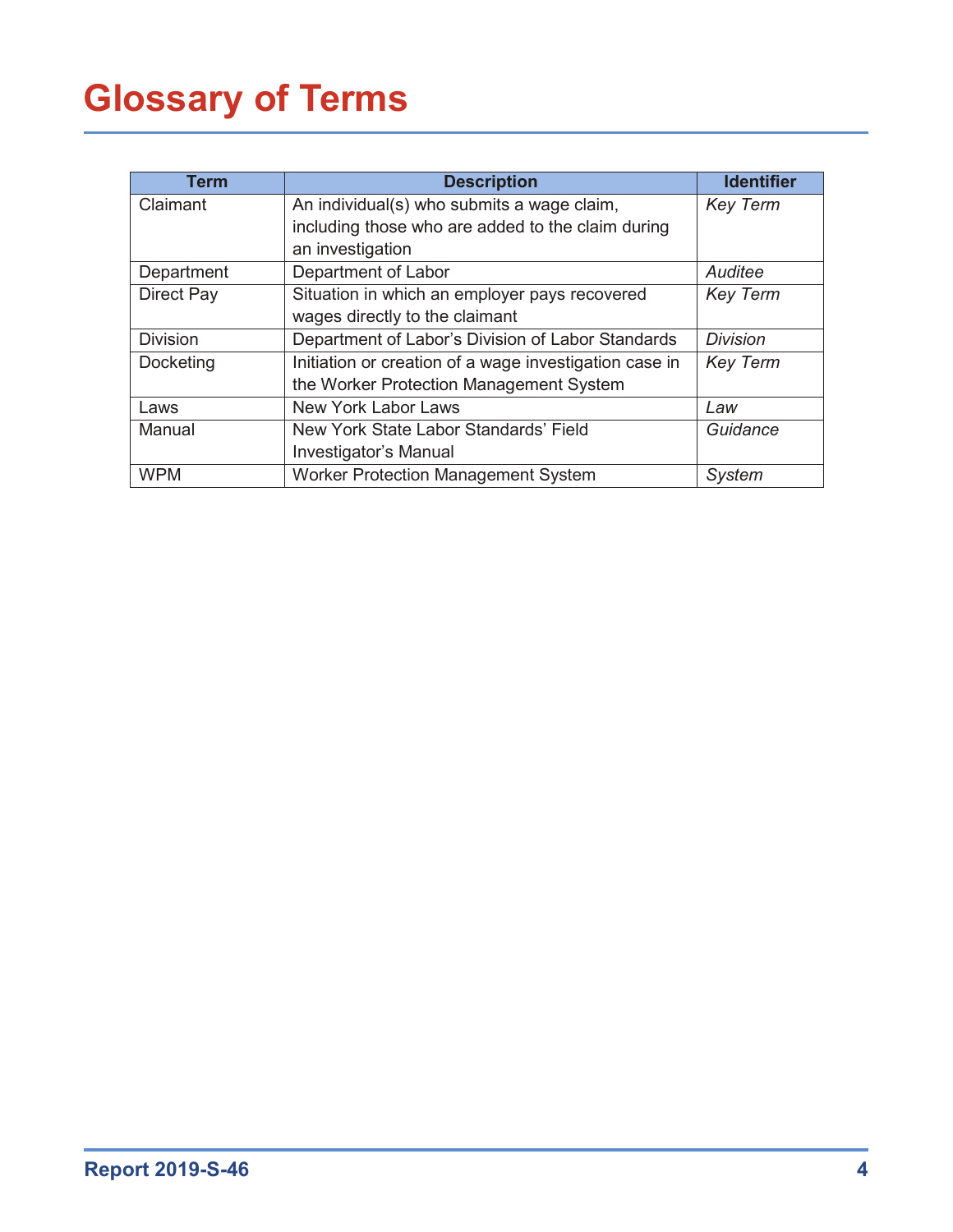# Glossary of Terms

| Term | Description | Identifier |
| --- | --- | --- |
| Claimant | An individual(s) who submits a wage claim, including those who are added to the claim during an investigation | *Key Term* |
| Department | Department of Labor | *Auditee* |
| Direct Pay | Situation in which an employer pays recovered wages directly to the claimant | *Key Term* |
| Division | Department of Labor's Division of Labor Standards | *Division* |
| Docketing | Initiation or creation of a wage investigation case in the Worker Protection Management System | *Key Term* |
| Laws | New York Labor Laws | *Law* |
| Manual | New York State Labor Standards' Field Investigator's Manual | *Guidance* |
| WPM | Worker Protection Management System | *System* |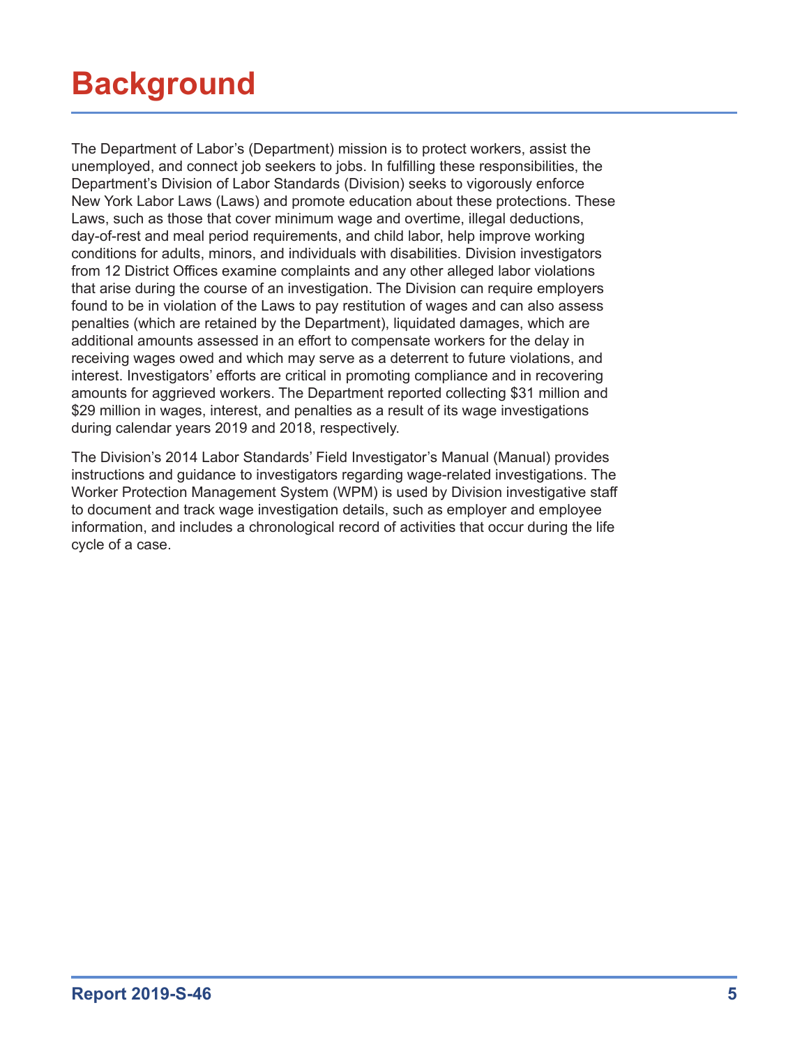# Background

The Department of Labor's (Department) mission is to protect workers, assist the unemployed, and connect job seekers to jobs. In fulfilling these responsibilities, the Department's Division of Labor Standards (Division) seeks to vigorously enforce New York Labor Laws (Laws) and promote education about these protections. These Laws, such as those that cover minimum wage and overtime, illegal deductions, day-of-rest and meal period requirements, and child labor, help improve working conditions for adults, minors, and individuals with disabilities. Division investigators from 12 District Offices examine complaints and any other alleged labor violations that arise during the course of an investigation. The Division can require employers found to be in violation of the Laws to pay restitution of wages and can also assess penalties (which are retained by the Department), liquidated damages, which are additional amounts assessed in an effort to compensate workers for the delay in receiving wages owed and which may serve as a deterrent to future violations, and interest. Investigators' efforts are critical in promoting compliance and in recovering amounts for aggrieved workers. The Department reported collecting $31 million and $29 million in wages, interest, and penalties as a result of its wage investigations during calendar years 2019 and 2018, respectively.

The Division's 2014 Labor Standards' Field Investigator's Manual (Manual) provides instructions and guidance to investigators regarding wage-related investigations. The Worker Protection Management System (WPM) is used by Division investigative staff to document and track wage investigation details, such as employer and employee information, and includes a chronological record of activities that occur during the life cycle of a case.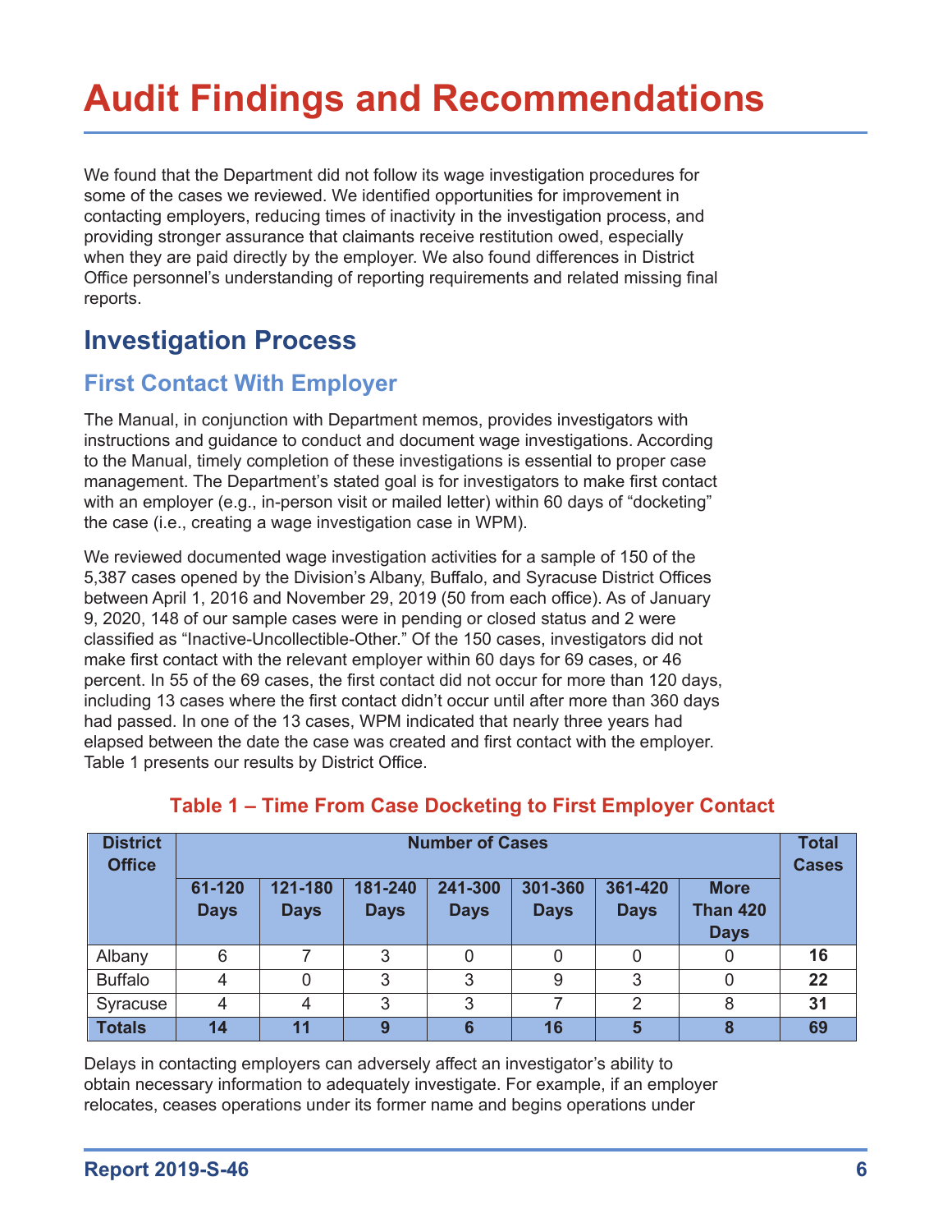# Audit Findings and Recommendations

We found that the Department did not follow its wage investigation procedures for some of the cases we reviewed. We identified opportunities for improvement in contacting employers, reducing times of inactivity in the investigation process, and providing stronger assurance that claimants receive restitution owed, especially when they are paid directly by the employer. We also found differences in District Office personnel's understanding of reporting requirements and related missing final reports.

## Investigation Process

### First Contact With Employer

The Manual, in conjunction with Department memos, provides investigators with instructions and guidance to conduct and document wage investigations. According to the Manual, timely completion of these investigations is essential to proper case management. The Department's stated goal is for investigators to make first contact with an employer (e.g., in-person visit or mailed letter) within 60 days of "docketing" the case (i.e., creating a wage investigation case in WPM).

We reviewed documented wage investigation activities for a sample of 150 of the 5,387 cases opened by the Division's Albany, Buffalo, and Syracuse District Offices between April 1, 2016 and November 29, 2019 (50 from each office). As of January 9, 2020, 148 of our sample cases were in pending or closed status and 2 were classified as "Inactive-Uncollectible-Other." Of the 150 cases, investigators did not make first contact with the relevant employer within 60 days for 69 cases, or 46 percent. In 55 of the 69 cases, the first contact did not occur for more than 120 days, including 13 cases where the first contact didn't occur until after more than 360 days had passed. In one of the 13 cases, WPM indicated that nearly three years had elapsed between the date the case was created and first contact with the employer. Table 1 presents our results by District Office.

**Table 1 – Time From Case Docketing to First Employer Contact**

| District Office | Number of Cases | | | | | | | Total Cases |
|---|---|---|---|---|---|---|---|---|
| | 61-120 Days | 121-180 Days | 181-240 Days | 241-300 Days | 301-360 Days | 361-420 Days | More Than 420 Days | |
| Albany | 6 | 7 | 3 | 0 | 0 | 0 | 0 | **16** |
| Buffalo | 4 | 0 | 3 | 3 | 9 | 3 | 0 | **22** |
| Syracuse | 4 | 4 | 3 | 3 | 7 | 2 | 8 | **31** |
| **Totals** | **14** | **11** | **9** | **6** | **16** | **5** | **8** | **69** |

Delays in contacting employers can adversely affect an investigator's ability to obtain necessary information to adequately investigate. For example, if an employer relocates, ceases operations under its former name and begins operations under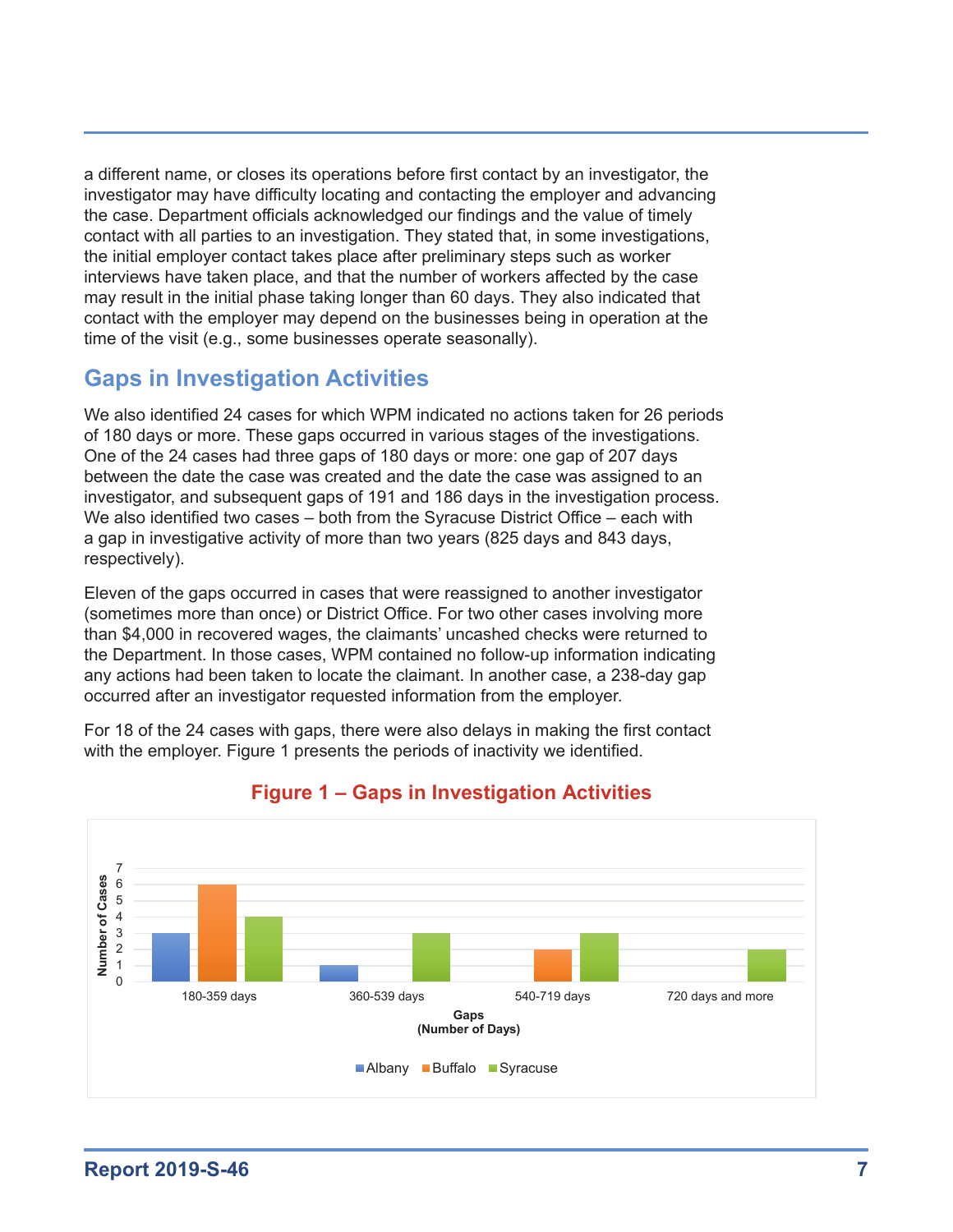a different name, or closes its operations before first contact by an investigator, the investigator may have difficulty locating and contacting the employer and advancing the case. Department officials acknowledged our findings and the value of timely contact with all parties to an investigation. They stated that, in some investigations, the initial employer contact takes place after preliminary steps such as worker interviews have taken place, and that the number of workers affected by the case may result in the initial phase taking longer than 60 days. They also indicated that contact with the employer may depend on the businesses being in operation at the time of the visit (e.g., some businesses operate seasonally).

## Gaps in Investigation Activities

We also identified 24 cases for which WPM indicated no actions taken for 26 periods of 180 days or more. These gaps occurred in various stages of the investigations. One of the 24 cases had three gaps of 180 days or more: one gap of 207 days between the date the case was created and the date the case was assigned to an investigator, and subsequent gaps of 191 and 186 days in the investigation process. We also identified two cases – both from the Syracuse District Office – each with a gap in investigative activity of more than two years (825 days and 843 days, respectively).

Eleven of the gaps occurred in cases that were reassigned to another investigator (sometimes more than once) or District Office. For two other cases involving more than $4,000 in recovered wages, the claimants' uncashed checks were returned to the Department. In those cases, WPM contained no follow-up information indicating any actions had been taken to locate the claimant. In another case, a 238-day gap occurred after an investigator requested information from the employer.

For 18 of the 24 cases with gaps, there were also delays in making the first contact with the employer. Figure 1 presents the periods of inactivity we identified.

**Figure 1 – Gaps in Investigation Activities**

| Gaps (Number of Days) | Albany | Buffalo | Syracuse |
|---|---|---|---|
| 180-359 days | 3 | 6 | 4 |
| 360-539 days | 1 | 0 | 3 |
| 540-719 days | 0 | 2 | 3 |
| 720 days and more | 0 | 0 | 2 |

Number of Cases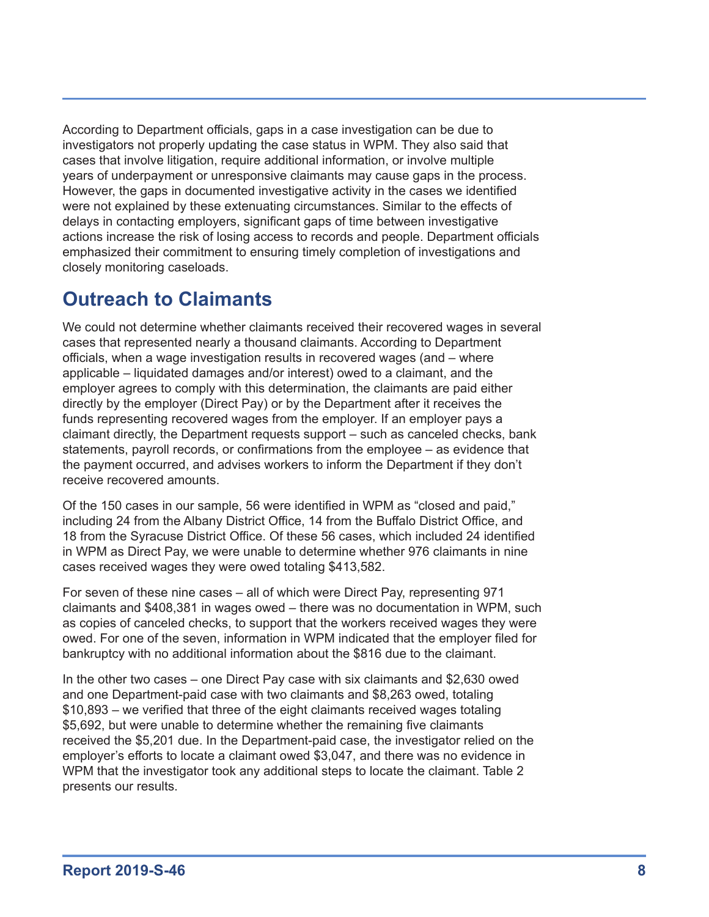According to Department officials, gaps in a case investigation can be due to investigators not properly updating the case status in WPM. They also said that cases that involve litigation, require additional information, or involve multiple years of underpayment or unresponsive claimants may cause gaps in the process. However, the gaps in documented investigative activity in the cases we identified were not explained by these extenuating circumstances. Similar to the effects of delays in contacting employers, significant gaps of time between investigative actions increase the risk of losing access to records and people. Department officials emphasized their commitment to ensuring timely completion of investigations and closely monitoring caseloads.

## Outreach to Claimants

We could not determine whether claimants received their recovered wages in several cases that represented nearly a thousand claimants. According to Department officials, when a wage investigation results in recovered wages (and – where applicable – liquidated damages and/or interest) owed to a claimant, and the employer agrees to comply with this determination, the claimants are paid either directly by the employer (Direct Pay) or by the Department after it receives the funds representing recovered wages from the employer. If an employer pays a claimant directly, the Department requests support – such as canceled checks, bank statements, payroll records, or confirmations from the employee – as evidence that the payment occurred, and advises workers to inform the Department if they don't receive recovered amounts.

Of the 150 cases in our sample, 56 were identified in WPM as "closed and paid," including 24 from the Albany District Office, 14 from the Buffalo District Office, and 18 from the Syracuse District Office. Of these 56 cases, which included 24 identified in WPM as Direct Pay, we were unable to determine whether 976 claimants in nine cases received wages they were owed totaling $413,582.

For seven of these nine cases – all of which were Direct Pay, representing 971 claimants and $408,381 in wages owed – there was no documentation in WPM, such as copies of canceled checks, to support that the workers received wages they were owed. For one of the seven, information in WPM indicated that the employer filed for bankruptcy with no additional information about the $816 due to the claimant.

In the other two cases – one Direct Pay case with six claimants and $2,630 owed and one Department-paid case with two claimants and $8,263 owed, totaling $10,893 – we verified that three of the eight claimants received wages totaling $5,692, but were unable to determine whether the remaining five claimants received the $5,201 due. In the Department-paid case, the investigator relied on the employer's efforts to locate a claimant owed $3,047, and there was no evidence in WPM that the investigator took any additional steps to locate the claimant. Table 2 presents our results.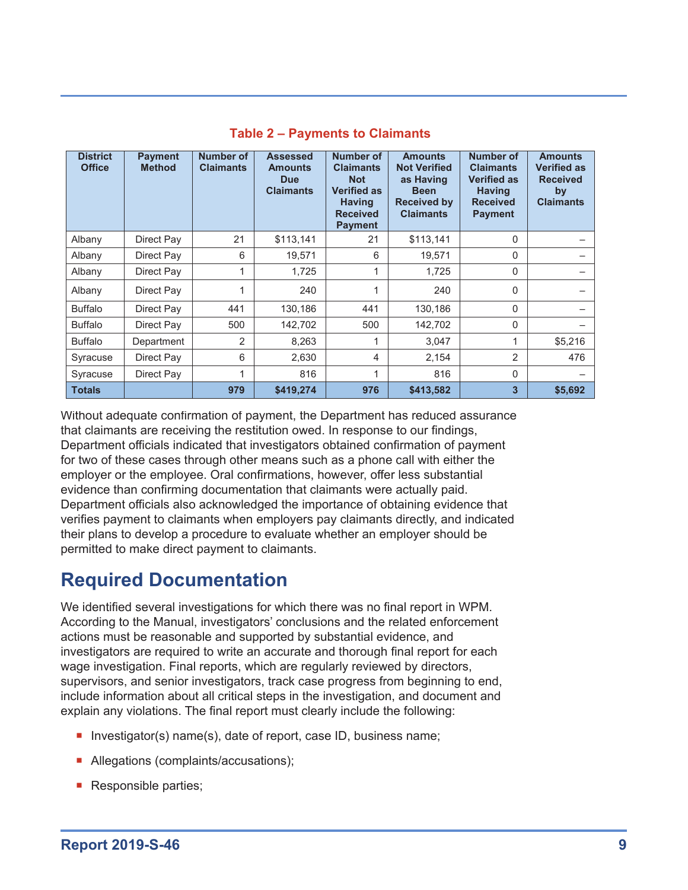**Table 2 – Payments to Claimants**

| District Office | Payment Method | Number of Claimants | Assessed Amounts Due Claimants | Number of Claimants Not Verified as Having Received Payment | Amounts Not Verified as Having Been Received by Claimants | Number of Claimants Verified as Having Received Payment | Amounts Verified as Received by Claimants |
|---|---|---|---|---|---|---|---|
| Albany | Direct Pay | 21 | $113,141 | 21 | $113,141 | 0 | – |
| Albany | Direct Pay | 6 | 19,571 | 6 | 19,571 | 0 | – |
| Albany | Direct Pay | 1 | 1,725 | 1 | 1,725 | 0 | – |
| Albany | Direct Pay | 1 | 240 | 1 | 240 | 0 | – |
| Buffalo | Direct Pay | 441 | 130,186 | 441 | 130,186 | 0 | – |
| Buffalo | Direct Pay | 500 | 142,702 | 500 | 142,702 | 0 | – |
| Buffalo | Department | 2 | 8,263 | 1 | 3,047 | 1 | $5,216 |
| Syracuse | Direct Pay | 6 | 2,630 | 4 | 2,154 | 2 | 476 |
| Syracuse | Direct Pay | 1 | 816 | 1 | 816 | 0 | – |
| **Totals** | | **979** | **$419,274** | **976** | **$413,582** | **3** | **$5,692** |

Without adequate confirmation of payment, the Department has reduced assurance that claimants are receiving the restitution owed. In response to our findings, Department officials indicated that investigators obtained confirmation of payment for two of these cases through other means such as a phone call with either the employer or the employee. Oral confirmations, however, offer less substantial evidence than confirming documentation that claimants were actually paid. Department officials also acknowledged the importance of obtaining evidence that verifies payment to claimants when employers pay claimants directly, and indicated their plans to develop a procedure to evaluate whether an employer should be permitted to make direct payment to claimants.

## Required Documentation

We identified several investigations for which there was no final report in WPM. According to the Manual, investigators' conclusions and the related enforcement actions must be reasonable and supported by substantial evidence, and investigators are required to write an accurate and thorough final report for each wage investigation. Final reports, which are regularly reviewed by directors, supervisors, and senior investigators, track case progress from beginning to end, include information about all critical steps in the investigation, and document and explain any violations. The final report must clearly include the following:

- Investigator(s) name(s), date of report, case ID, business name;
- Allegations (complaints/accusations);
- Responsible parties;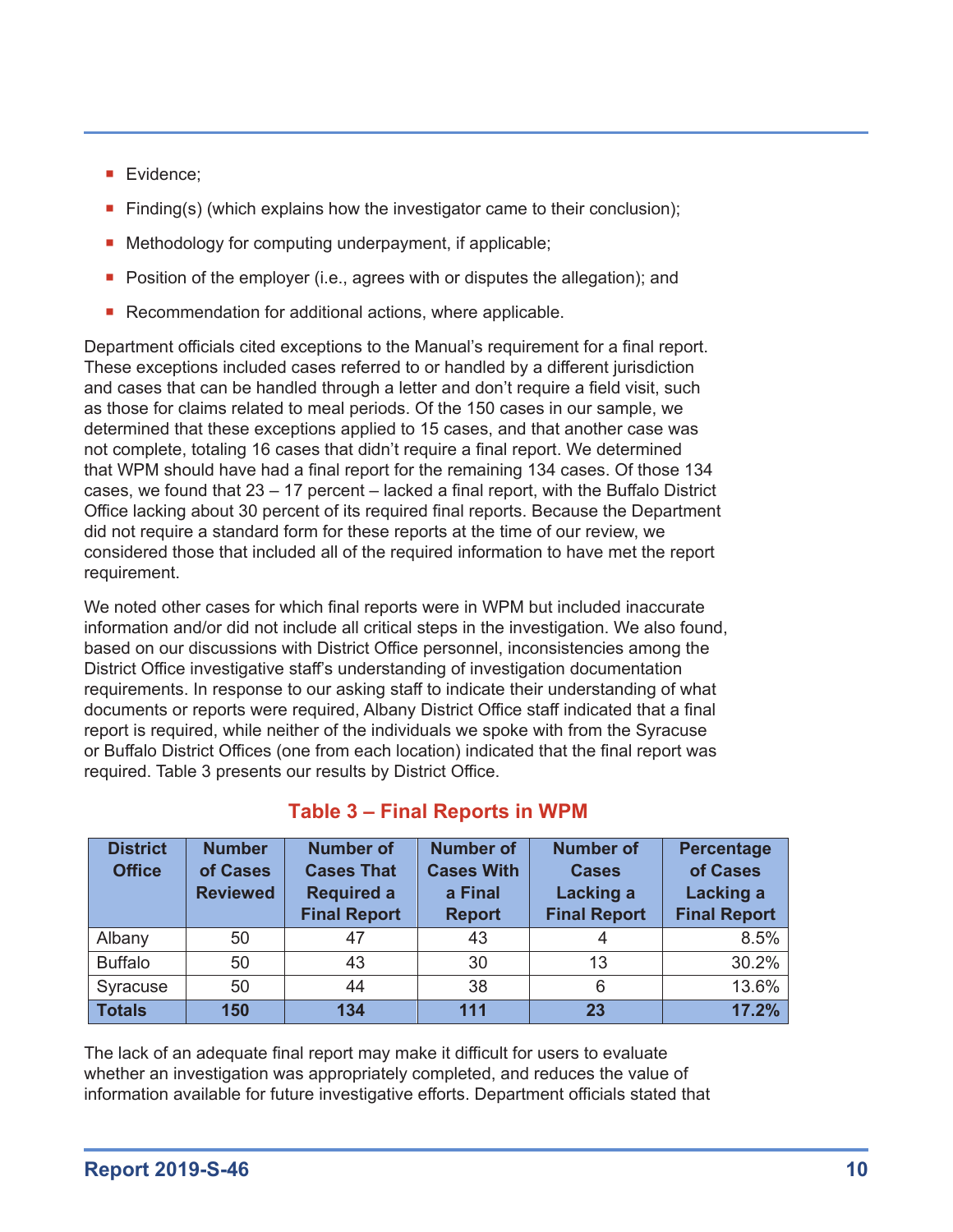- Evidence;
- Finding(s) (which explains how the investigator came to their conclusion);
- Methodology for computing underpayment, if applicable;
- Position of the employer (i.e., agrees with or disputes the allegation); and
- Recommendation for additional actions, where applicable.

Department officials cited exceptions to the Manual's requirement for a final report. These exceptions included cases referred to or handled by a different jurisdiction and cases that can be handled through a letter and don't require a field visit, such as those for claims related to meal periods. Of the 150 cases in our sample, we determined that these exceptions applied to 15 cases, and that another case was not complete, totaling 16 cases that didn't require a final report. We determined that WPM should have had a final report for the remaining 134 cases. Of those 134 cases, we found that 23 – 17 percent – lacked a final report, with the Buffalo District Office lacking about 30 percent of its required final reports. Because the Department did not require a standard form for these reports at the time of our review, we considered those that included all of the required information to have met the report requirement.

We noted other cases for which final reports were in WPM but included inaccurate information and/or did not include all critical steps in the investigation. We also found, based on our discussions with District Office personnel, inconsistencies among the District Office investigative staff's understanding of investigation documentation requirements. In response to our asking staff to indicate their understanding of what documents or reports were required, Albany District Office staff indicated that a final report is required, while neither of the individuals we spoke with from the Syracuse or Buffalo District Offices (one from each location) indicated that the final report was required. Table 3 presents our results by District Office.

### Table 3 – Final Reports in WPM

| District Office | Number of Cases Reviewed | Number of Cases That Required a Final Report | Number of Cases With a Final Report | Number of Cases Lacking a Final Report | Percentage of Cases Lacking a Final Report |
|---|---|---|---|---|---|
| Albany | 50 | 47 | 43 | 4 | 8.5% |
| Buffalo | 50 | 43 | 30 | 13 | 30.2% |
| Syracuse | 50 | 44 | 38 | 6 | 13.6% |
| **Totals** | **150** | **134** | **111** | **23** | **17.2%** |

The lack of an adequate final report may make it difficult for users to evaluate whether an investigation was appropriately completed, and reduces the value of information available for future investigative efforts. Department officials stated that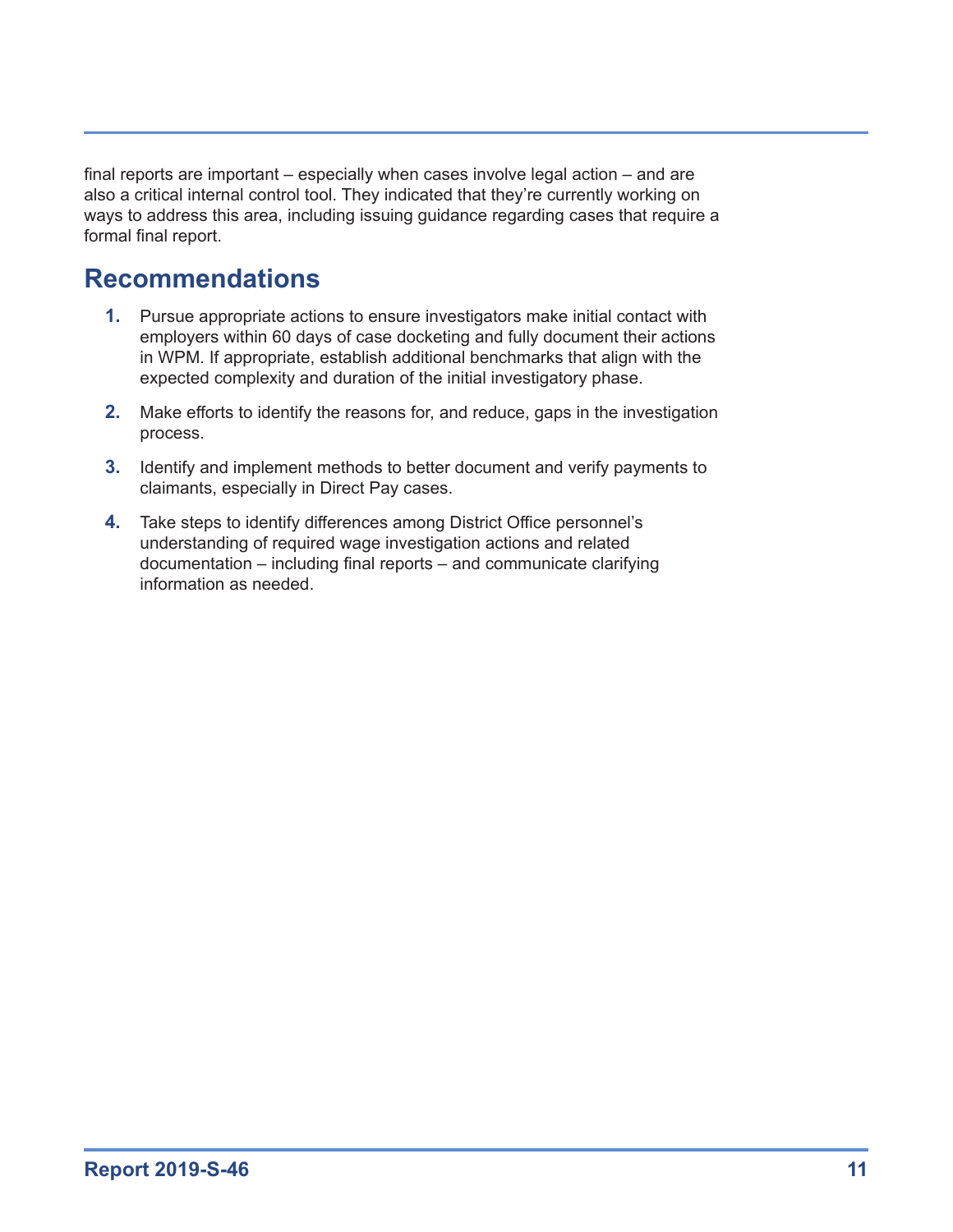final reports are important – especially when cases involve legal action – and are also a critical internal control tool. They indicated that they're currently working on ways to address this area, including issuing guidance regarding cases that require a formal final report.

## Recommendations

1. Pursue appropriate actions to ensure investigators make initial contact with employers within 60 days of case docketing and fully document their actions in WPM. If appropriate, establish additional benchmarks that align with the expected complexity and duration of the initial investigatory phase.
2. Make efforts to identify the reasons for, and reduce, gaps in the investigation process.
3. Identify and implement methods to better document and verify payments to claimants, especially in Direct Pay cases.
4. Take steps to identify differences among District Office personnel's understanding of required wage investigation actions and related documentation – including final reports – and communicate clarifying information as needed.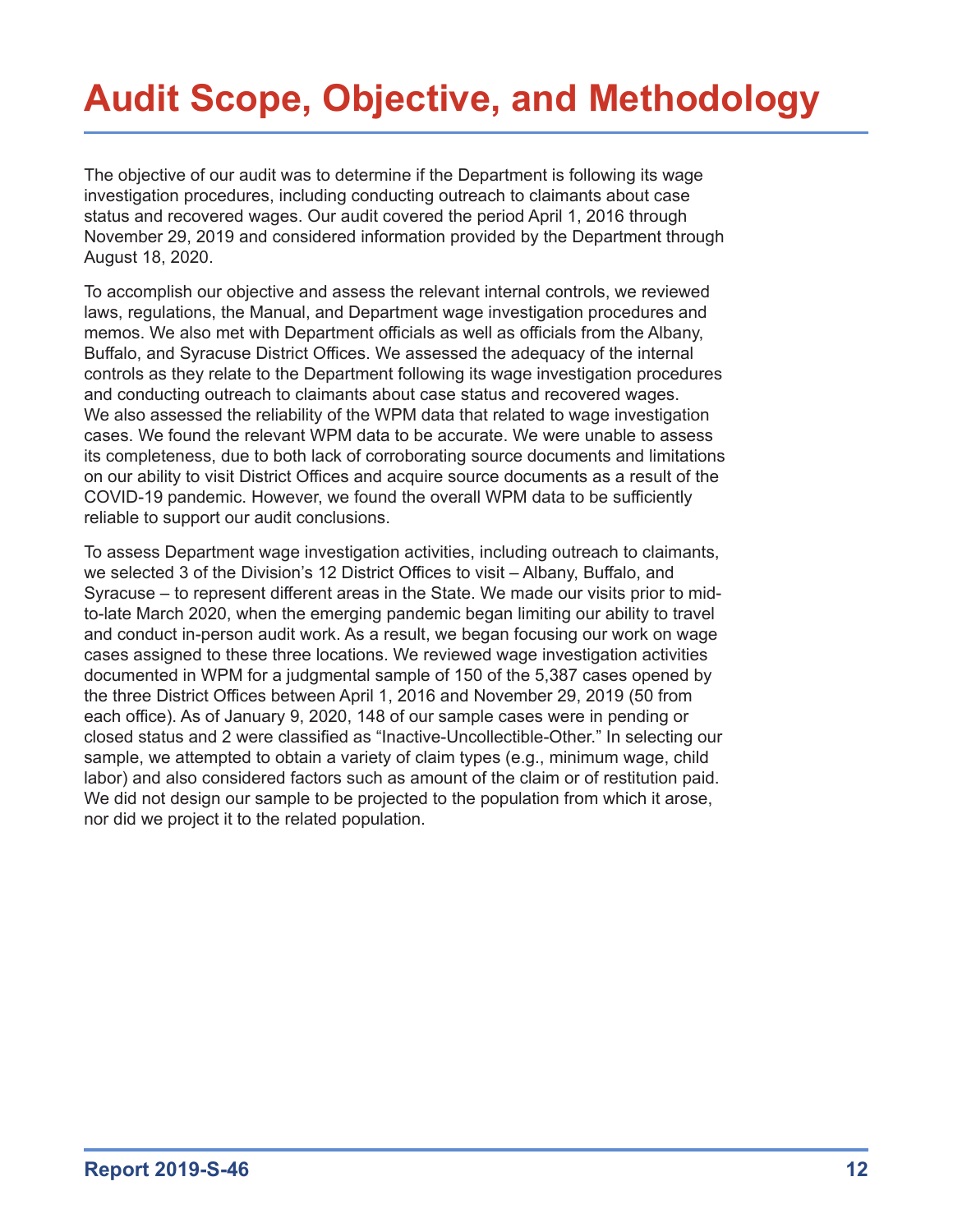# Audit Scope, Objective, and Methodology

The objective of our audit was to determine if the Department is following its wage investigation procedures, including conducting outreach to claimants about case status and recovered wages. Our audit covered the period April 1, 2016 through November 29, 2019 and considered information provided by the Department through August 18, 2020.

To accomplish our objective and assess the relevant internal controls, we reviewed laws, regulations, the Manual, and Department wage investigation procedures and memos. We also met with Department officials as well as officials from the Albany, Buffalo, and Syracuse District Offices. We assessed the adequacy of the internal controls as they relate to the Department following its wage investigation procedures and conducting outreach to claimants about case status and recovered wages. We also assessed the reliability of the WPM data that related to wage investigation cases. We found the relevant WPM data to be accurate. We were unable to assess its completeness, due to both lack of corroborating source documents and limitations on our ability to visit District Offices and acquire source documents as a result of the COVID-19 pandemic. However, we found the overall WPM data to be sufficiently reliable to support our audit conclusions.

To assess Department wage investigation activities, including outreach to claimants, we selected 3 of the Division's 12 District Offices to visit – Albany, Buffalo, and Syracuse – to represent different areas in the State. We made our visits prior to mid-to-late March 2020, when the emerging pandemic began limiting our ability to travel and conduct in-person audit work. As a result, we began focusing our work on wage cases assigned to these three locations. We reviewed wage investigation activities documented in WPM for a judgmental sample of 150 of the 5,387 cases opened by the three District Offices between April 1, 2016 and November 29, 2019 (50 from each office). As of January 9, 2020, 148 of our sample cases were in pending or closed status and 2 were classified as "Inactive-Uncollectible-Other." In selecting our sample, we attempted to obtain a variety of claim types (e.g., minimum wage, child labor) and also considered factors such as amount of the claim or of restitution paid. We did not design our sample to be projected to the population from which it arose, nor did we project it to the related population.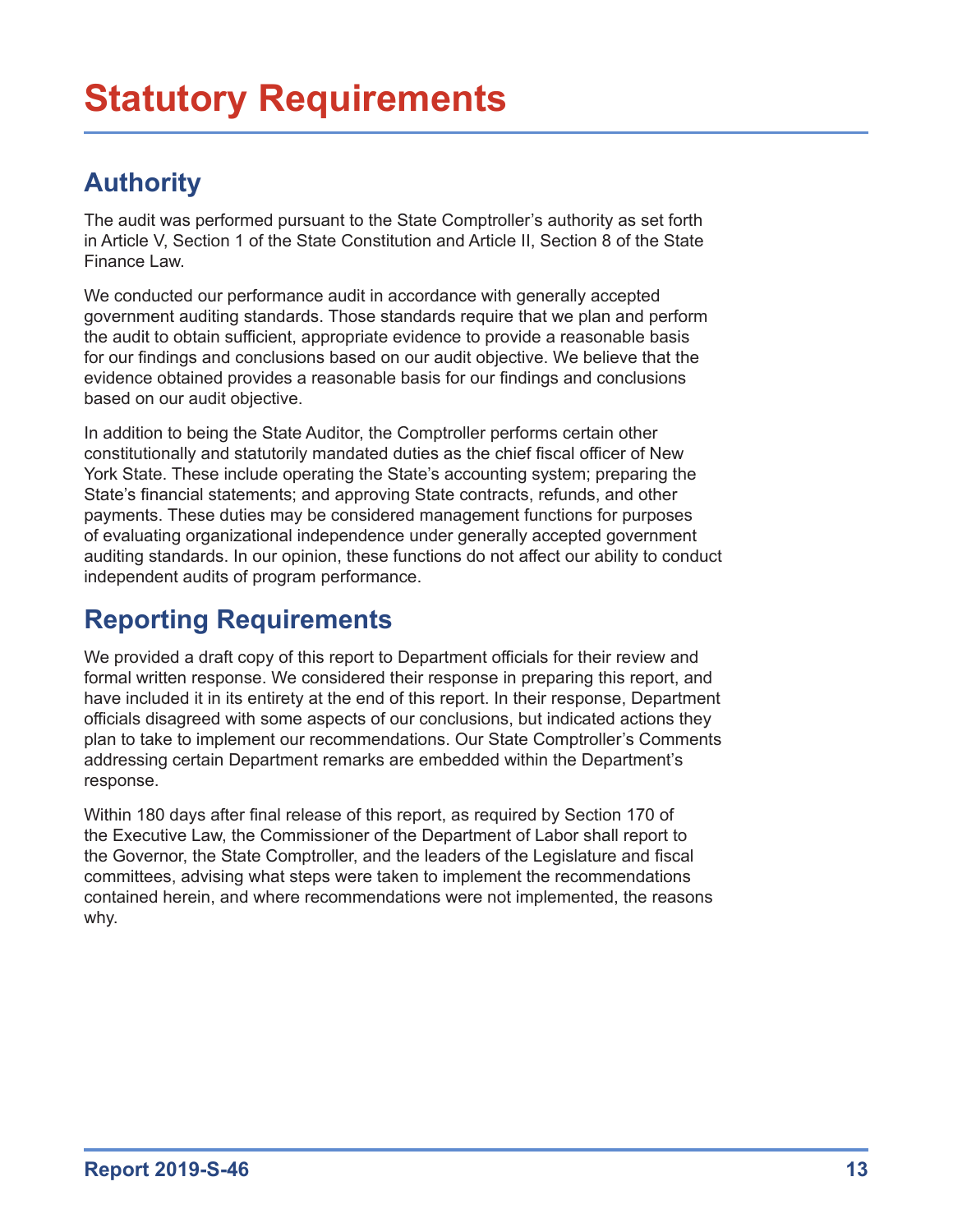# Statutory Requirements

## Authority

The audit was performed pursuant to the State Comptroller's authority as set forth in Article V, Section 1 of the State Constitution and Article II, Section 8 of the State Finance Law.

We conducted our performance audit in accordance with generally accepted government auditing standards. Those standards require that we plan and perform the audit to obtain sufficient, appropriate evidence to provide a reasonable basis for our findings and conclusions based on our audit objective. We believe that the evidence obtained provides a reasonable basis for our findings and conclusions based on our audit objective.

In addition to being the State Auditor, the Comptroller performs certain other constitutionally and statutorily mandated duties as the chief fiscal officer of New York State. These include operating the State's accounting system; preparing the State's financial statements; and approving State contracts, refunds, and other payments. These duties may be considered management functions for purposes of evaluating organizational independence under generally accepted government auditing standards. In our opinion, these functions do not affect our ability to conduct independent audits of program performance.

## Reporting Requirements

We provided a draft copy of this report to Department officials for their review and formal written response. We considered their response in preparing this report, and have included it in its entirety at the end of this report. In their response, Department officials disagreed with some aspects of our conclusions, but indicated actions they plan to take to implement our recommendations. Our State Comptroller's Comments addressing certain Department remarks are embedded within the Department's response.

Within 180 days after final release of this report, as required by Section 170 of the Executive Law, the Commissioner of the Department of Labor shall report to the Governor, the State Comptroller, and the leaders of the Legislature and fiscal committees, advising what steps were taken to implement the recommendations contained herein, and where recommendations were not implemented, the reasons why.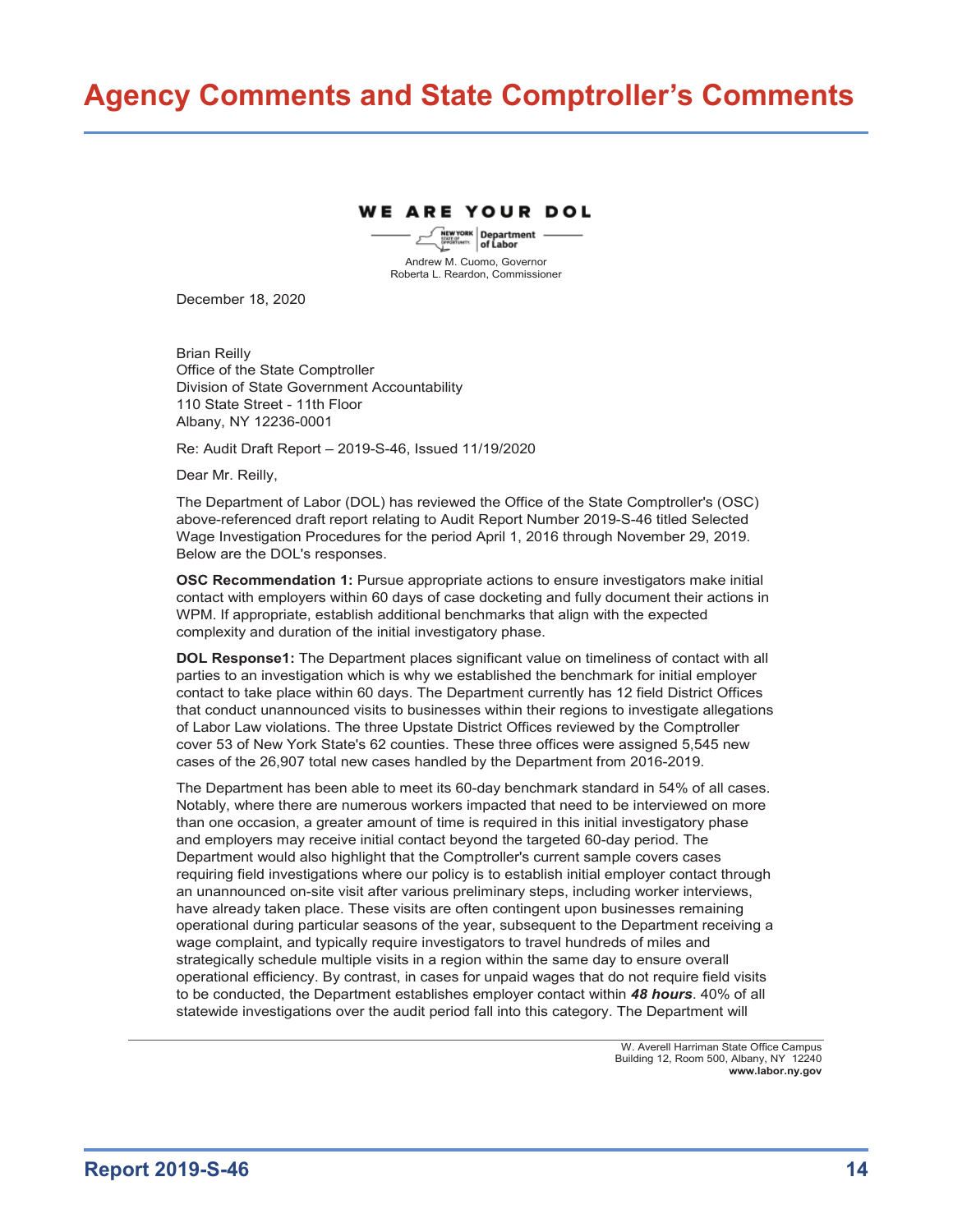# Agency Comments and State Comptroller's Comments

WE ARE YOUR DOL

NEW YORK STATE OF OPPORTUNITY. | Department of Labor

Andrew M. Cuomo, Governor
Roberta L. Reardon, Commissioner

December 18, 2020

Brian Reilly
Office of the State Comptroller
Division of State Government Accountability
110 State Street - 11th Floor
Albany, NY 12236-0001

Re: Audit Draft Report – 2019-S-46, Issued 11/19/2020

Dear Mr. Reilly,

The Department of Labor (DOL) has reviewed the Office of the State Comptroller's (OSC) above-referenced draft report relating to Audit Report Number 2019-S-46 titled Selected Wage Investigation Procedures for the period April 1, 2016 through November 29, 2019. Below are the DOL's responses.

**OSC Recommendation 1:** Pursue appropriate actions to ensure investigators make initial contact with employers within 60 days of case docketing and fully document their actions in WPM. If appropriate, establish additional benchmarks that align with the expected complexity and duration of the initial investigatory phase.

**DOL Response1:** The Department places significant value on timeliness of contact with all parties to an investigation which is why we established the benchmark for initial employer contact to take place within 60 days. The Department currently has 12 field District Offices that conduct unannounced visits to businesses within their regions to investigate allegations of Labor Law violations. The three Upstate District Offices reviewed by the Comptroller cover 53 of New York State's 62 counties. These three offices were assigned 5,545 new cases of the 26,907 total new cases handled by the Department from 2016-2019.

The Department has been able to meet its 60-day benchmark standard in 54% of all cases. Notably, where there are numerous workers impacted that need to be interviewed on more than one occasion, a greater amount of time is required in this initial investigatory phase and employers may receive initial contact beyond the targeted 60-day period. The Department would also highlight that the Comptroller's current sample covers cases requiring field investigations where our policy is to establish initial employer contact through an unannounced on-site visit after various preliminary steps, including worker interviews, have already taken place. These visits are often contingent upon businesses remaining operational during particular seasons of the year, subsequent to the Department receiving a wage complaint, and typically require investigators to travel hundreds of miles and strategically schedule multiple visits in a region within the same day to ensure overall operational efficiency. By contrast, in cases for unpaid wages that do not require field visits to be conducted, the Department establishes employer contact within ***48 hours***. 40% of all statewide investigations over the audit period fall into this category. The Department will

W. Averell Harriman State Office Campus
Building 12, Room 500, Albany, NY 12240
**www.labor.ny.gov**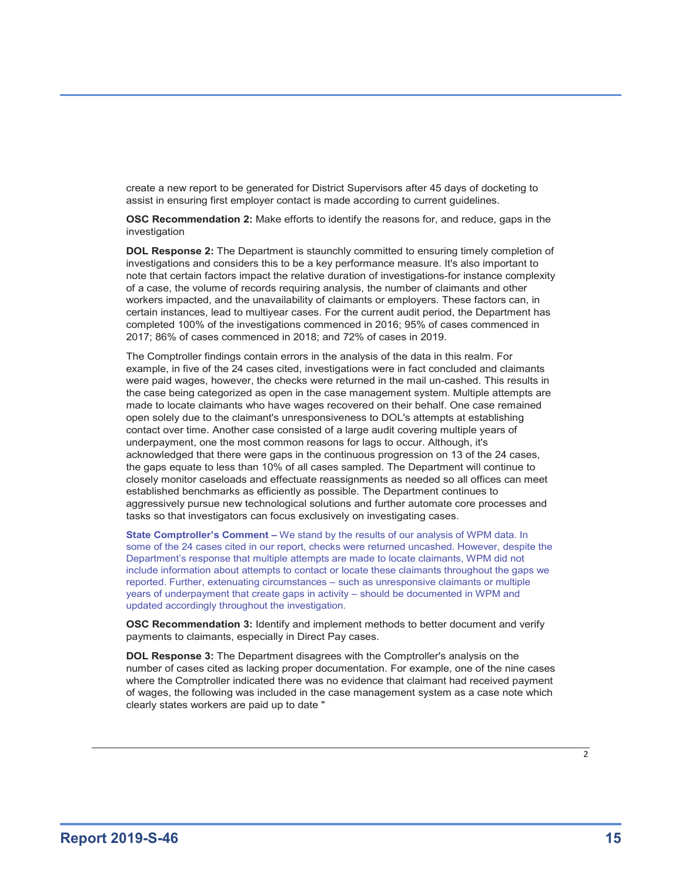create a new report to be generated for District Supervisors after 45 days of docketing to assist in ensuring first employer contact is made according to current guidelines.

**OSC Recommendation 2:** Make efforts to identify the reasons for, and reduce, gaps in the investigation

**DOL Response 2:** The Department is staunchly committed to ensuring timely completion of investigations and considers this to be a key performance measure. It's also important to note that certain factors impact the relative duration of investigations-for instance complexity of a case, the volume of records requiring analysis, the number of claimants and other workers impacted, and the unavailability of claimants or employers. These factors can, in certain instances, lead to multiyear cases. For the current audit period, the Department has completed 100% of the investigations commenced in 2016; 95% of cases commenced in 2017; 86% of cases commenced in 2018; and 72% of cases in 2019.

The Comptroller findings contain errors in the analysis of the data in this realm. For example, in five of the 24 cases cited, investigations were in fact concluded and claimants were paid wages, however, the checks were returned in the mail un-cashed. This results in the case being categorized as open in the case management system. Multiple attempts are made to locate claimants who have wages recovered on their behalf. One case remained open solely due to the claimant's unresponsiveness to DOL's attempts at establishing contact over time. Another case consisted of a large audit covering multiple years of underpayment, one the most common reasons for lags to occur. Although, it's acknowledged that there were gaps in the continuous progression on 13 of the 24 cases, the gaps equate to less than 10% of all cases sampled. The Department will continue to closely monitor caseloads and effectuate reassignments as needed so all offices can meet established benchmarks as efficiently as possible. The Department continues to aggressively pursue new technological solutions and further automate core processes and tasks so that investigators can focus exclusively on investigating cases.

**State Comptroller's Comment –** We stand by the results of our analysis of WPM data. In some of the 24 cases cited in our report, checks were returned uncashed. However, despite the Department's response that multiple attempts are made to locate claimants, WPM did not include information about attempts to contact or locate these claimants throughout the gaps we reported. Further, extenuating circumstances – such as unresponsive claimants or multiple years of underpayment that create gaps in activity – should be documented in WPM and updated accordingly throughout the investigation.

**OSC Recommendation 3:** Identify and implement methods to better document and verify payments to claimants, especially in Direct Pay cases.

**DOL Response 3:** The Department disagrees with the Comptroller's analysis on the number of cases cited as lacking proper documentation. For example, one of the nine cases where the Comptroller indicated there was no evidence that claimant had received payment of wages, the following was included in the case management system as a case note which clearly states workers are paid up to date "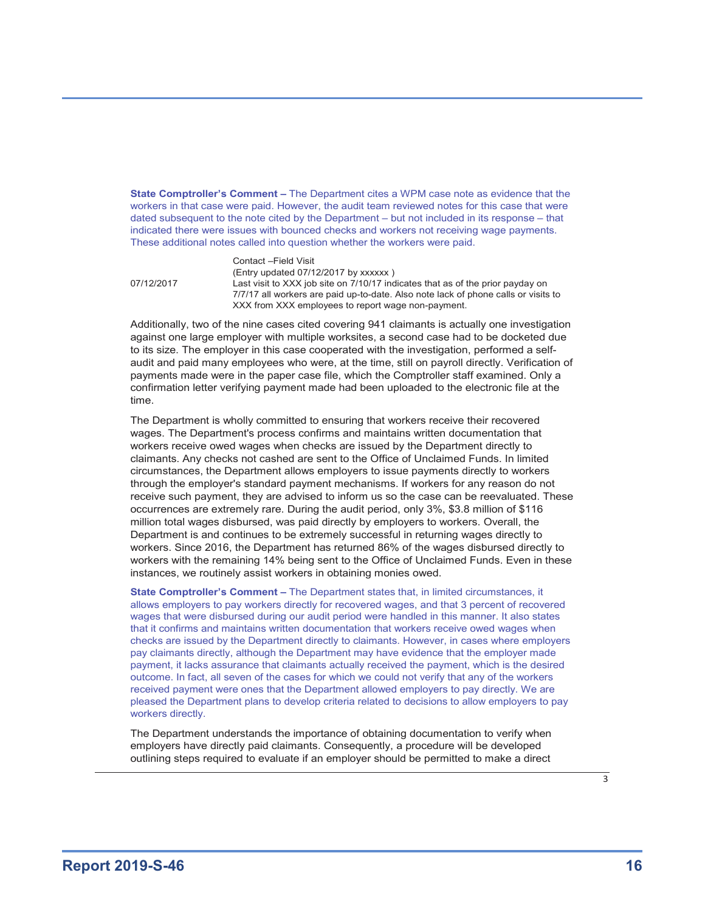**State Comptroller's Comment –** The Department cites a WPM case note as evidence that the workers in that case were paid. However, the audit team reviewed notes for this case that were dated subsequent to the note cited by the Department – but not included in its response – that indicated there were issues with bounced checks and workers not receiving wage payments. These additional notes called into question whether the workers were paid.

| | |
|---|---|
| | Contact –Field Visit |
| | (Entry updated 07/12/2017 by xxxxxx ) |
| 07/12/2017 | Last visit to XXX job site on 7/10/17 indicates that as of the prior payday on 7/7/17 all workers are paid up-to-date. Also note lack of phone calls or visits to XXX from XXX employees to report wage non-payment. |

Additionally, two of the nine cases cited covering 941 claimants is actually one investigation against one large employer with multiple worksites, a second case had to be docketed due to its size. The employer in this case cooperated with the investigation, performed a self-audit and paid many employees who were, at the time, still on payroll directly. Verification of payments made were in the paper case file, which the Comptroller staff examined. Only a confirmation letter verifying payment made had been uploaded to the electronic file at the time.

The Department is wholly committed to ensuring that workers receive their recovered wages. The Department's process confirms and maintains written documentation that workers receive owed wages when checks are issued by the Department directly to claimants. Any checks not cashed are sent to the Office of Unclaimed Funds. In limited circumstances, the Department allows employers to issue payments directly to workers through the employer's standard payment mechanisms. If workers for any reason do not receive such payment, they are advised to inform us so the case can be reevaluated. These occurrences are extremely rare. During the audit period, only 3%, $3.8 million of $116 million total wages disbursed, was paid directly by employers to workers. Overall, the Department is and continues to be extremely successful in returning wages directly to workers. Since 2016, the Department has returned 86% of the wages disbursed directly to workers with the remaining 14% being sent to the Office of Unclaimed Funds. Even in these instances, we routinely assist workers in obtaining monies owed.

**State Comptroller's Comment –** The Department states that, in limited circumstances, it allows employers to pay workers directly for recovered wages, and that 3 percent of recovered wages that were disbursed during our audit period were handled in this manner. It also states that it confirms and maintains written documentation that workers receive owed wages when checks are issued by the Department directly to claimants. However, in cases where employers pay claimants directly, although the Department may have evidence that the employer made payment, it lacks assurance that claimants actually received the payment, which is the desired outcome. In fact, all seven of the cases for which we could not verify that any of the workers received payment were ones that the Department allowed employers to pay directly. We are pleased the Department plans to develop criteria related to decisions to allow employers to pay workers directly.

The Department understands the importance of obtaining documentation to verify when employers have directly paid claimants. Consequently, a procedure will be developed outlining steps required to evaluate if an employer should be permitted to make a direct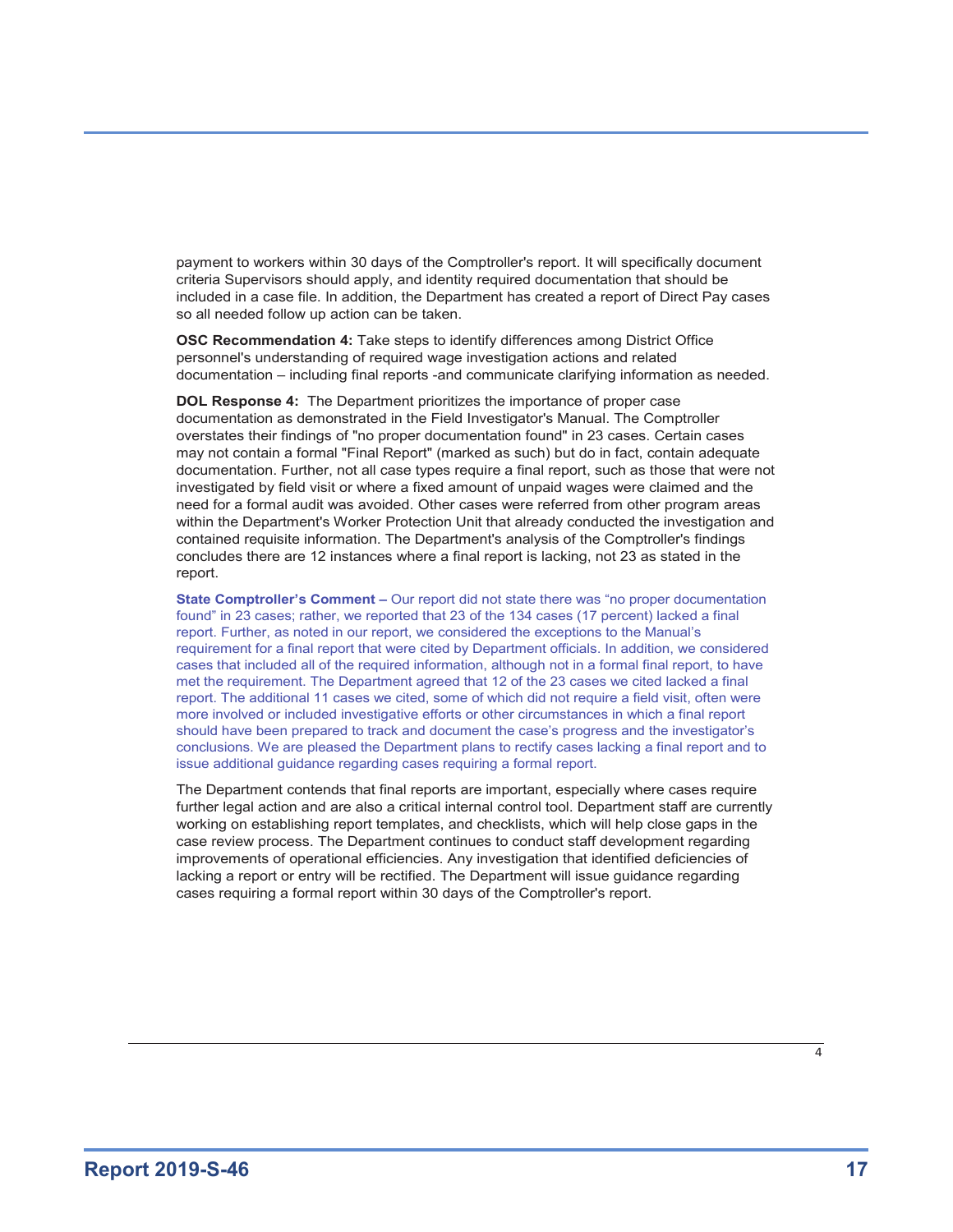payment to workers within 30 days of the Comptroller's report. It will specifically document criteria Supervisors should apply, and identity required documentation that should be included in a case file. In addition, the Department has created a report of Direct Pay cases so all needed follow up action can be taken.

**OSC Recommendation 4:** Take steps to identify differences among District Office personnel's understanding of required wage investigation actions and related documentation – including final reports -and communicate clarifying information as needed.

**DOL Response 4:** The Department prioritizes the importance of proper case documentation as demonstrated in the Field Investigator's Manual. The Comptroller overstates their findings of "no proper documentation found" in 23 cases. Certain cases may not contain a formal "Final Report" (marked as such) but do in fact, contain adequate documentation. Further, not all case types require a final report, such as those that were not investigated by field visit or where a fixed amount of unpaid wages were claimed and the need for a formal audit was avoided. Other cases were referred from other program areas within the Department's Worker Protection Unit that already conducted the investigation and contained requisite information. The Department's analysis of the Comptroller's findings concludes there are 12 instances where a final report is lacking, not 23 as stated in the report.

**State Comptroller's Comment –** Our report did not state there was "no proper documentation found" in 23 cases; rather, we reported that 23 of the 134 cases (17 percent) lacked a final report. Further, as noted in our report, we considered the exceptions to the Manual's requirement for a final report that were cited by Department officials. In addition, we considered cases that included all of the required information, although not in a formal final report, to have met the requirement. The Department agreed that 12 of the 23 cases we cited lacked a final report. The additional 11 cases we cited, some of which did not require a field visit, often were more involved or included investigative efforts or other circumstances in which a final report should have been prepared to track and document the case's progress and the investigator's conclusions. We are pleased the Department plans to rectify cases lacking a final report and to issue additional guidance regarding cases requiring a formal report.

The Department contends that final reports are important, especially where cases require further legal action and are also a critical internal control tool. Department staff are currently working on establishing report templates, and checklists, which will help close gaps in the case review process. The Department continues to conduct staff development regarding improvements of operational efficiencies. Any investigation that identified deficiencies of lacking a report or entry will be rectified. The Department will issue guidance regarding cases requiring a formal report within 30 days of the Comptroller's report.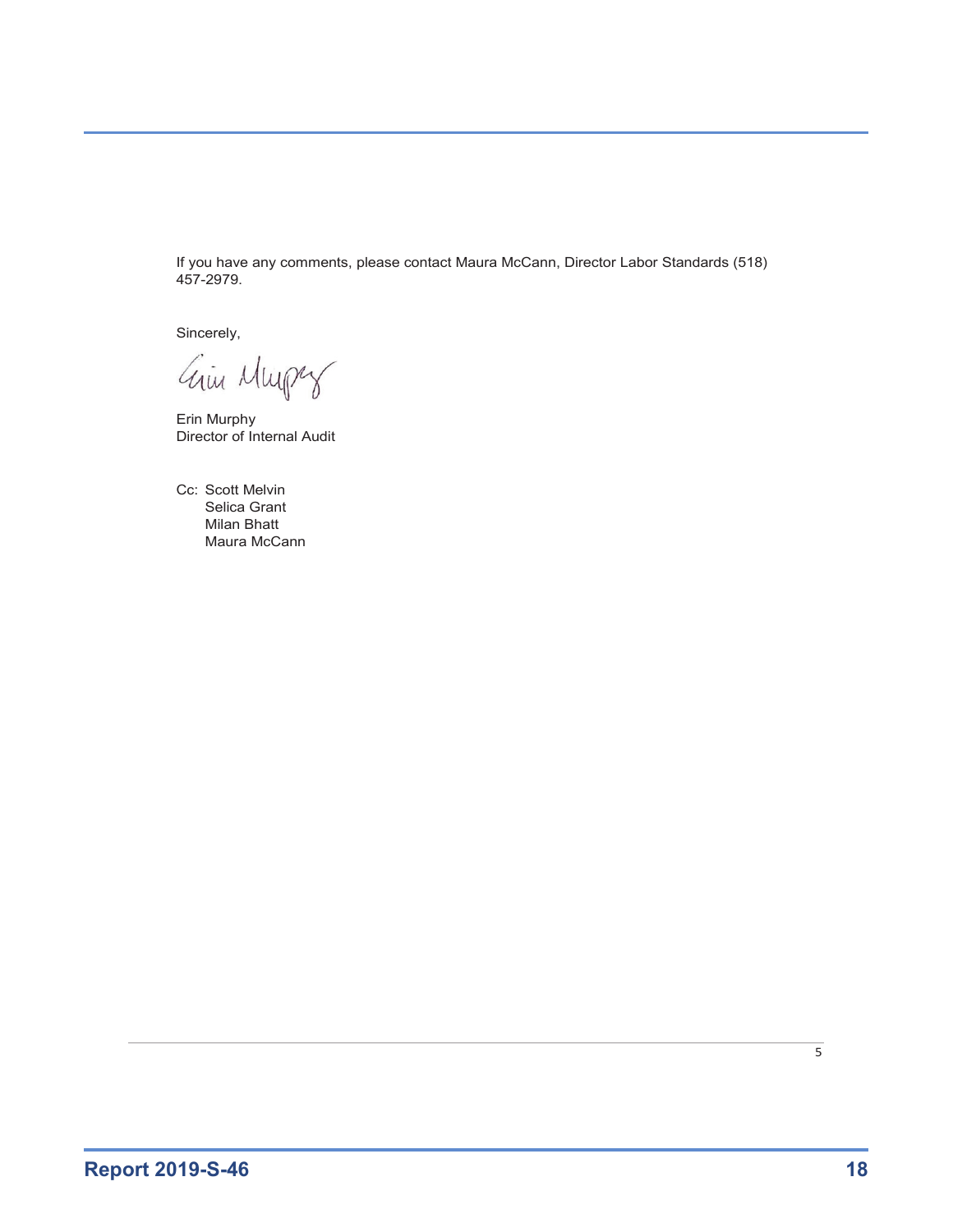If you have any comments, please contact Maura McCann, Director Labor Standards (518) 457-2979.

Sincerely,

Erin Murphy
Director of Internal Audit

Cc: Scott Melvin
Selica Grant
Milan Bhatt
Maura McCann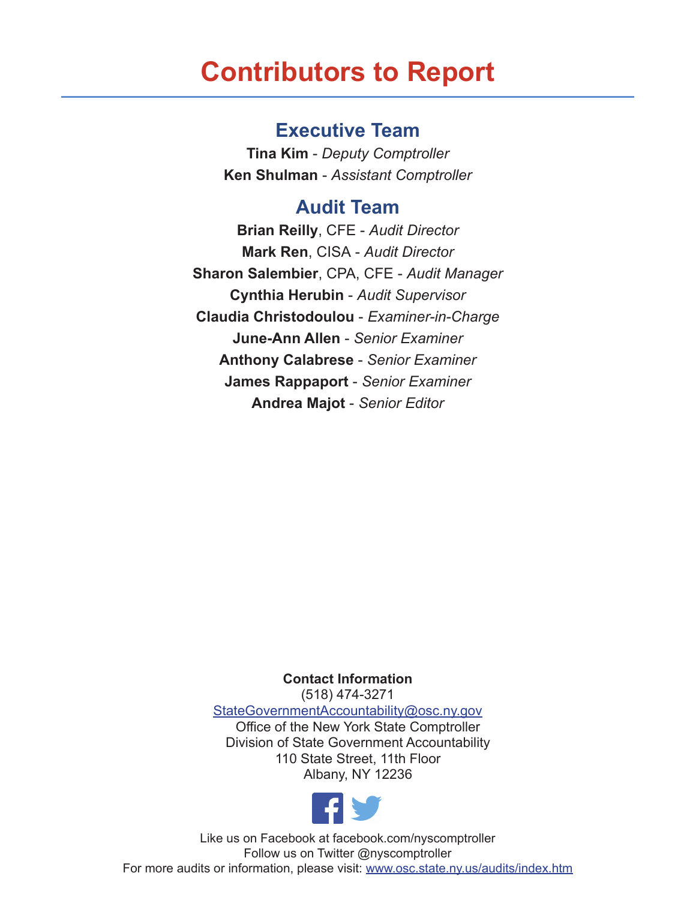# Contributors to Report

## Executive Team

**Tina Kim** - *Deputy Comptroller*
**Ken Shulman** - *Assistant Comptroller*

## Audit Team

**Brian Reilly**, CFE - *Audit Director*
**Mark Ren**, CISA - *Audit Director*
**Sharon Salembier**, CPA, CFE - *Audit Manager*
**Cynthia Herubin** - *Audit Supervisor*
**Claudia Christodoulou** - *Examiner-in-Charge*
**June-Ann Allen** - *Senior Examiner*
**Anthony Calabrese** - *Senior Examiner*
**James Rappaport** - *Senior Examiner*
**Andrea Majot** - *Senior Editor*

**Contact Information**
(518) 474-3271
StateGovernmentAccountability@osc.ny.gov
Office of the New York State Comptroller
Division of State Government Accountability
110 State Street, 11th Floor
Albany, NY 12236

Like us on Facebook at facebook.com/nyscomptroller
Follow us on Twitter @nyscomptroller
For more audits or information, please visit: www.osc.state.ny.us/audits/index.htm